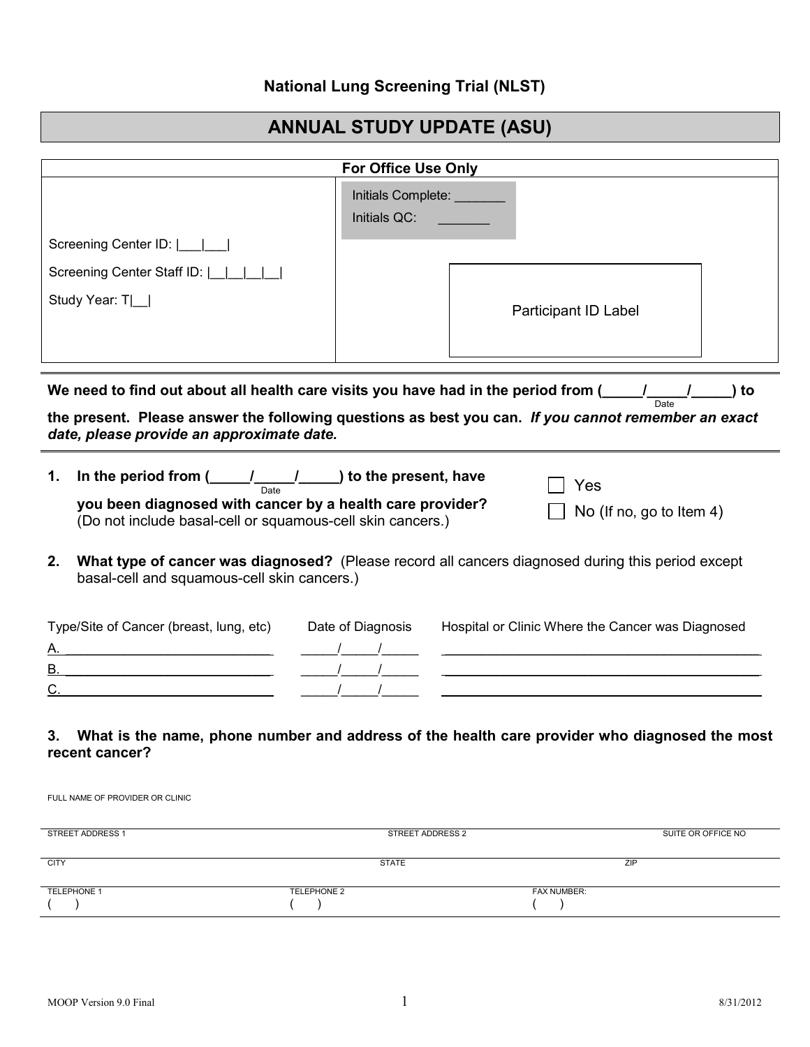## National Lung Screening Trial (NLST)

# ANNUAL STUDY UPDATE (ASU)

| For Office Use Only | |
|---|---|
| Screening Center ID: \|___\|___\| | Initials Complete: _______ |
| Screening Center Staff ID: \|__\|__\|__\|__\| | Initials QC: _______ |
| Study Year: T\|__\| | Participant ID Label |

**We need to find out about all health care visits you have had in the period from (_____/_____/_____) to the present. Please answer the following questions as best you can.** ***If you cannot remember an exact date, please provide an approximate date.***

(Date)

1. **In the period from (_____/_____/_____) to the present, have you been diagnosed with cancer by a health care provider?** (Do not include basal-cell or squamous-cell skin cancers.)
   (Date)

   ☐ Yes
   ☐ No (If no, go to Item 4)

2. **What type of cancer was diagnosed?** (Please record all cancers diagnosed during this period except basal-cell and squamous-cell skin cancers.)

| | Type/Site of Cancer (breast, lung, etc) | Date of Diagnosis | Hospital or Clinic Where the Cancer was Diagnosed |
|---|---|---|---|
| A. | ____________________________ | _____/_____/_____ | ____________________________________________ |
| B. | ____________________________ | _____/_____/_____ | ____________________________________________ |
| C. | ____________________________ | _____/_____/_____ | ____________________________________________ |

3. **What is the name, phone number and address of the health care provider who diagnosed the most recent cancer?**

FULL NAME OF PROVIDER OR CLINIC

| STREET ADDRESS 1 | STREET ADDRESS 2 | SUITE OR OFFICE NO |
|---|---|---|
| | | |

| CITY | STATE | ZIP |
|---|---|---|
| | | |

| TELEPHONE 1 | TELEPHONE 2 | FAX NUMBER: |
|---|---|---|
| (     ) | (     ) | (     ) |

MOOP Version 9.0 Final 8/31/2012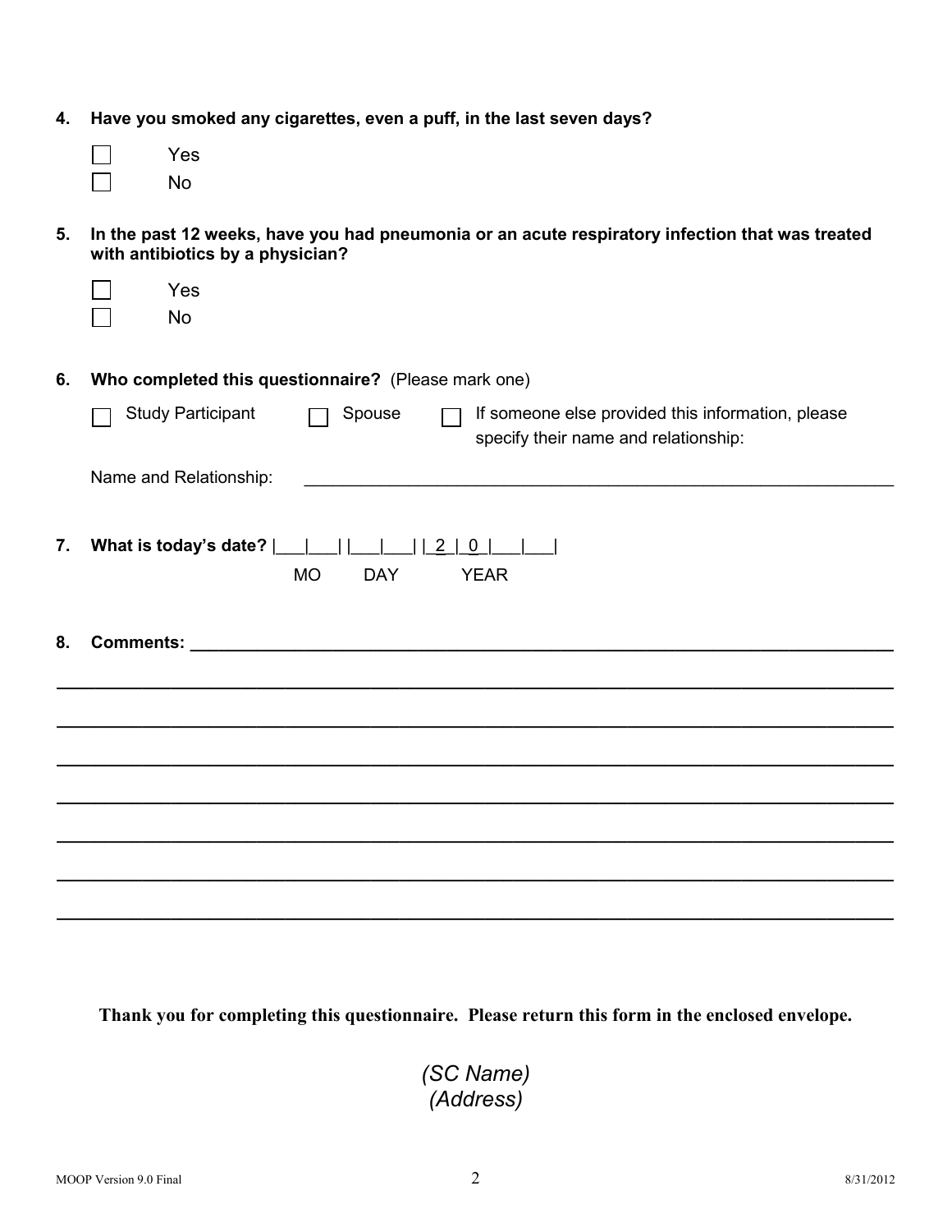**4. Have you smoked any cigarettes, even a puff, in the last seven days?**

- ☐ Yes
- ☐ No

**5. In the past 12 weeks, have you had pneumonia or an acute respiratory infection that was treated with antibiotics by a physician?**

- ☐ Yes
- ☐ No

**6. Who completed this questionnaire?** (Please mark one)

☐ Study Participant ☐ Spouse ☐ If someone else provided this information, please specify their name and relationship:

Name and Relationship: ____________________________________________________________

**7. What is today's date?** |___|___| |___|___| |_2_|_0_|___|___|

MO DAY YEAR

**8. Comments:** ________________________________________________________________________

________________________________________________________________________________

________________________________________________________________________________

________________________________________________________________________________

________________________________________________________________________________

________________________________________________________________________________

________________________________________________________________________________

________________________________________________________________________________

**Thank you for completing this questionnaire. Please return this form in the enclosed envelope.**

*(SC Name)*
*(Address)*

MOOP Version 9.0 Final 8/31/2012